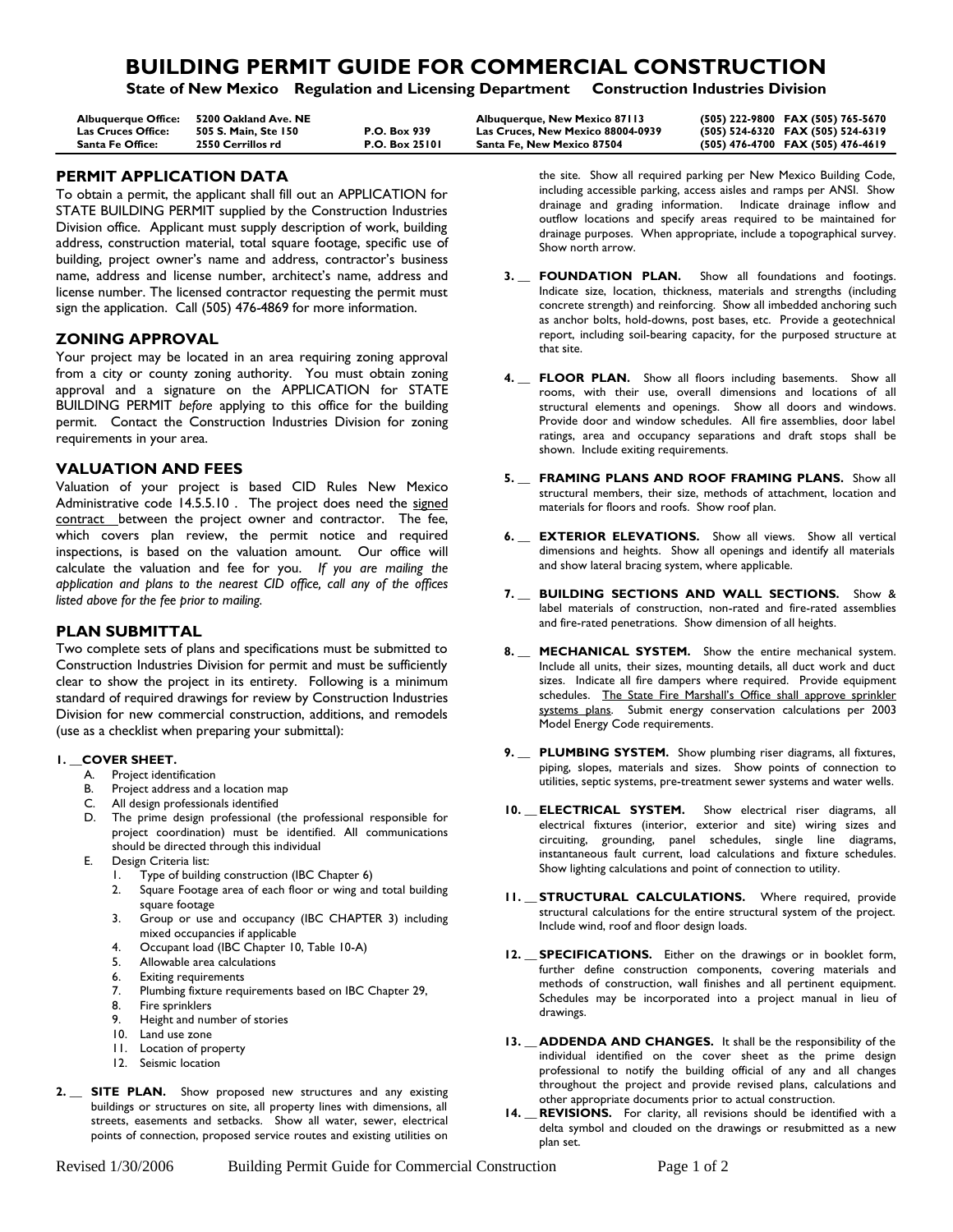# BUILDING PERMIT GUIDE FOR COMMERCIAL CONSTRUCTION

**State of New Mexico Regulation and Licensing Department Construction Industries Division**

| | | | | |
|---|---|---|---|---|
| **Albuquerque Office:** | **5200 Oakland Ave. NE** | | **Albuquerque, New Mexico 87113** | **(505) 222-9800 FAX (505) 765-5670** |
| **Las Cruces Office:** | **505 S. Main, Ste 150** | **P.O. Box 939** | **Las Cruces, New Mexico 88004-0939** | **(505) 524-6320 FAX (505) 524-6319** |
| **Santa Fe Office:** | **2550 Cerrillos rd** | **P.O. Box 25101** | **Santa Fe, New Mexico 87504** | **(505) 476-4700 FAX (505) 476-4619** |

## PERMIT APPLICATION DATA

To obtain a permit, the applicant shall fill out an APPLICATION for STATE BUILDING PERMIT supplied by the Construction Industries Division office. Applicant must supply description of work, building address, construction material, total square footage, specific use of building, project owner's name and address, contractor's business name, address and license number, architect's name, address and license number. The licensed contractor requesting the permit must sign the application. Call (505) 476-4869 for more information.

## ZONING APPROVAL

Your project may be located in an area requiring zoning approval from a city or county zoning authority. You must obtain zoning approval and a signature on the APPLICATION for STATE BUILDING PERMIT *before* applying to this office for the building permit. Contact the Construction Industries Division for zoning requirements in your area.

## VALUATION AND FEES

Valuation of your project is based CID Rules New Mexico Administrative code 14.5.5.10 . The project does need the signed contract between the project owner and contractor. The fee, which covers plan review, the permit notice and required inspections, is based on the valuation amount. Our office will calculate the valuation and fee for you. *If you are mailing the application and plans to the nearest CID office, call any of the offices listed above for the fee prior to mailing.*

## PLAN SUBMITTAL

Two complete sets of plans and specifications must be submitted to Construction Industries Division for permit and must be sufficiently clear to show the project in its entirety. Following is a minimum standard of required drawings for review by Construction Industries Division for new commercial construction, additions, and remodels (use as a checklist when preparing your submittal):

**1. __COVER SHEET.**

- A. Project identification
- B. Project address and a location map
- C. All design professionals identified
- D. The prime design professional (the professional responsible for project coordination) must be identified. All communications should be directed through this individual
- E. Design Criteria list:
  1. Type of building construction (IBC Chapter 6)
  2. Square Footage area of each floor or wing and total building square footage
  3. Group or use and occupancy (IBC CHAPTER 3) including mixed occupancies if applicable
  4. Occupant load (IBC Chapter 10, Table 10-A)
  5. Allowable area calculations
  6. Exiting requirements
  7. Plumbing fixture requirements based on IBC Chapter 29,
  8. Fire sprinklers
  9. Height and number of stories
  10. Land use zone
  11. Location of property
  12. Seismic location

**2. __ SITE PLAN.** Show proposed new structures and any existing buildings or structures on site, all property lines with dimensions, all streets, easements and setbacks. Show all water, sewer, electrical points of connection, proposed service routes and existing utilities on the site. Show all required parking per New Mexico Building Code, including accessible parking, access aisles and ramps per ANSI. Show drainage and grading information. Indicate drainage inflow and outflow locations and specify areas required to be maintained for drainage purposes. When appropriate, include a topographical survey. Show north arrow.

**3. __ FOUNDATION PLAN.** Show all foundations and footings. Indicate size, location, thickness, materials and strengths (including concrete strength) and reinforcing. Show all imbedded anchoring such as anchor bolts, hold-downs, post bases, etc. Provide a geotechnical report, including soil-bearing capacity, for the purposed structure at that site.

**4. __ FLOOR PLAN.** Show all floors including basements. Show all rooms, with their use, overall dimensions and locations of all structural elements and openings. Show all doors and windows. Provide door and window schedules. All fire assemblies, door label ratings, area and occupancy separations and draft stops shall be shown. Include exiting requirements.

**5. __ FRAMING PLANS AND ROOF FRAMING PLANS.** Show all structural members, their size, methods of attachment, location and materials for floors and roofs. Show roof plan.

**6. __ EXTERIOR ELEVATIONS.** Show all views. Show all vertical dimensions and heights. Show all openings and identify all materials and show lateral bracing system, where applicable.

**7. __ BUILDING SECTIONS AND WALL SECTIONS.** Show & label materials of construction, non-rated and fire-rated assemblies and fire-rated penetrations. Show dimension of all heights.

**8. __ MECHANICAL SYSTEM.** Show the entire mechanical system. Include all units, their sizes, mounting details, all duct work and duct sizes. Indicate all fire dampers where required. Provide equipment schedules. The State Fire Marshall's Office shall approve sprinkler systems plans. Submit energy conservation calculations per 2003 Model Energy Code requirements.

**9. __ PLUMBING SYSTEM.** Show plumbing riser diagrams, all fixtures, piping, slopes, materials and sizes. Show points of connection to utilities, septic systems, pre-treatment sewer systems and water wells.

**10. __ELECTRICAL SYSTEM.** Show electrical riser diagrams, all electrical fixtures (interior, exterior and site) wiring sizes and circuiting, grounding, panel schedules, single line diagrams, instantaneous fault current, load calculations and fixture schedules. Show lighting calculations and point of connection to utility.

**11. __STRUCTURAL CALCULATIONS.** Where required, provide structural calculations for the entire structural system of the project. Include wind, roof and floor design loads.

**12. __SPECIFICATIONS.** Either on the drawings or in booklet form, further define construction components, covering materials and methods of construction, wall finishes and all pertinent equipment. Schedules may be incorporated into a project manual in lieu of drawings.

**13. __ADDENDA AND CHANGES.** It shall be the responsibility of the individual identified on the cover sheet as the prime design professional to notify the building official of any and all changes throughout the project and provide revised plans, calculations and other appropriate documents prior to actual construction.

**14. __REVISIONS.** For clarity, all revisions should be identified with a delta symbol and clouded on the drawings or resubmitted as a new plan set.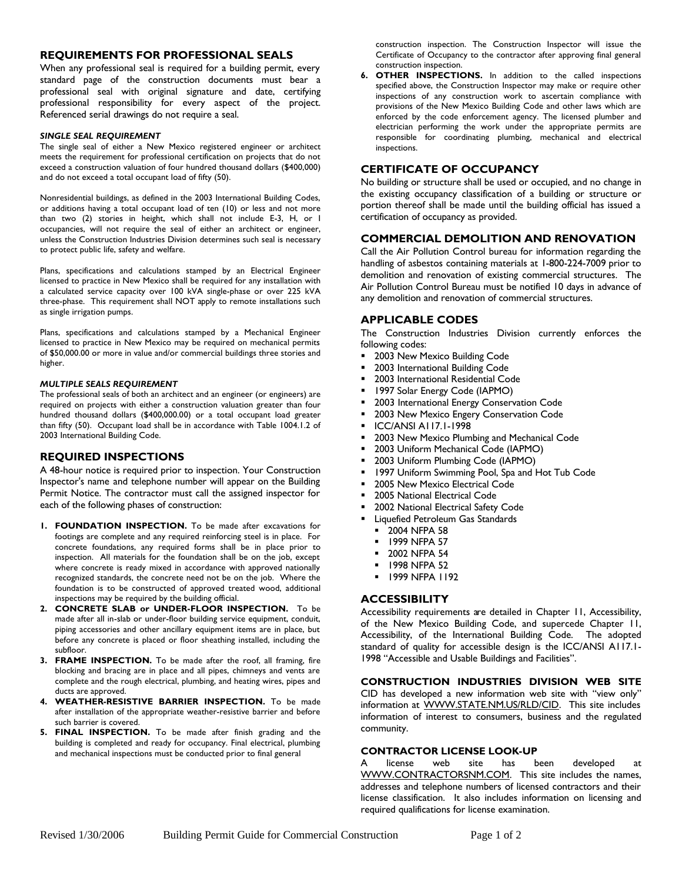## REQUIREMENTS FOR PROFESSIONAL SEALS

When any professional seal is required for a building permit, every standard page of the construction documents must bear a professional seal with original signature and date, certifying professional responsibility for every aspect of the project. Referenced serial drawings do not require a seal.

### *SINGLE SEAL REQUIREMENT*

The single seal of either a New Mexico registered engineer or architect meets the requirement for professional certification on projects that do not exceed a construction valuation of four hundred thousand dollars ($400,000) and do not exceed a total occupant load of fifty (50).

Nonresidential buildings, as defined in the 2003 International Building Codes, or additions having a total occupant load of ten (10) or less and not more than two (2) stories in height, which shall not include E-3, H, or I occupancies, will not require the seal of either an architect or engineer, unless the Construction Industries Division determines such seal is necessary to protect public life, safety and welfare.

Plans, specifications and calculations stamped by an Electrical Engineer licensed to practice in New Mexico shall be required for any installation with a calculated service capacity over 100 kVA single-phase or over 225 kVA three-phase. This requirement shall NOT apply to remote installations such as single irrigation pumps.

Plans, specifications and calculations stamped by a Mechanical Engineer licensed to practice in New Mexico may be required on mechanical permits of $50,000.00 or more in value and/or commercial buildings three stories and higher.

### *MULTIPLE SEALS REQUIREMENT*

The professional seals of both an architect and an engineer (or engineers) are required on projects with either a construction valuation greater than four hundred thousand dollars ($400,000.00) or a total occupant load greater than fifty (50). Occupant load shall be in accordance with Table 1004.1.2 of 2003 International Building Code.

## REQUIRED INSPECTIONS

A 48-hour notice is required prior to inspection. Your Construction Inspector's name and telephone number will appear on the Building Permit Notice. The contractor must call the assigned inspector for each of the following phases of construction:

1. **FOUNDATION INSPECTION.** To be made after excavations for footings are complete and any required reinforcing steel is in place. For concrete foundations, any required forms shall be in place prior to inspection. All materials for the foundation shall be on the job, except where concrete is ready mixed in accordance with approved nationally recognized standards, the concrete need not be on the job. Where the foundation is to be constructed of approved treated wood, additional inspections may be required by the building official.
2. **CONCRETE SLAB or UNDER-FLOOR INSPECTION.** To be made after all in-slab or under-floor building service equipment, conduit, piping accessories and other ancillary equipment items are in place, but before any concrete is placed or floor sheathing installed, including the subfloor.
3. **FRAME INSPECTION.** To be made after the roof, all framing, fire blocking and bracing are in place and all pipes, chimneys and vents are complete and the rough electrical, plumbing, and heating wires, pipes and ducts are approved.
4. **WEATHER-RESISTIVE BARRIER INSPECTION.** To be made after installation of the appropriate weather-resistive barrier and before such barrier is covered.
5. **FINAL INSPECTION.** To be made after finish grading and the building is completed and ready for occupancy. Final electrical, plumbing and mechanical inspections must be conducted prior to final general construction inspection. The Construction Inspector will issue the Certificate of Occupancy to the contractor after approving final general construction inspection.
6. **OTHER INSPECTIONS.** In addition to the called inspections specified above, the Construction Inspector may make or require other inspections of any construction work to ascertain compliance with provisions of the New Mexico Building Code and other laws which are enforced by the code enforcement agency. The licensed plumber and electrician performing the work under the appropriate permits are responsible for coordinating plumbing, mechanical and electrical inspections.

## CERTIFICATE OF OCCUPANCY

No building or structure shall be used or occupied, and no change in the existing occupancy classification of a building or structure or portion thereof shall be made until the building official has issued a certification of occupancy as provided.

## COMMERCIAL DEMOLITION AND RENOVATION

Call the Air Pollution Control bureau for information regarding the handling of asbestos containing materials at 1-800-224-7009 prior to demolition and renovation of existing commercial structures. The Air Pollution Control Bureau must be notified 10 days in advance of any demolition and renovation of commercial structures.

## APPLICABLE CODES

The Construction Industries Division currently enforces the following codes:

- 2003 New Mexico Building Code
- 2003 International Building Code
- 2003 International Residential Code
- 1997 Solar Energy Code (IAPMO)
- 2003 International Energy Conservation Code
- 2003 New Mexico Engery Conservation Code
- ICC/ANSI A117.1-1998
- 2003 New Mexico Plumbing and Mechanical Code
- 2003 Uniform Mechanical Code (IAPMO)
- 2003 Uniform Plumbing Code (IAPMO)
- 1997 Uniform Swimming Pool, Spa and Hot Tub Code
- 2005 New Mexico Electrical Code
- 2005 National Electrical Code
- 2002 National Electrical Safety Code
- Liquefied Petroleum Gas Standards
  - 2004 NFPA 58
  - 1999 NFPA 57
  - 2002 NFPA 54
  - 1998 NFPA 52
  - 1999 NFPA 1192

## ACCESSIBILITY

Accessibility requirements are detailed in Chapter 11, Accessibility, of the New Mexico Building Code, and supercede Chapter 11, Accessibility, of the International Building Code. The adopted standard of quality for accessible design is the ICC/ANSI A117.1-1998 "Accessible and Usable Buildings and Facilities".

### CONSTRUCTION INDUSTRIES DIVISION WEB SITE

CID has developed a new information web site with "view only" information at WWW.STATE.NM.US/RLD/CID. This site includes information of interest to consumers, business and the regulated community.

### CONTRACTOR LICENSE LOOK-UP

A license web site has been developed at WWW.CONTRACTORSNM.COM. This site includes the names, addresses and telephone numbers of licensed contractors and their license classification. It also includes information on licensing and required qualifications for license examination.